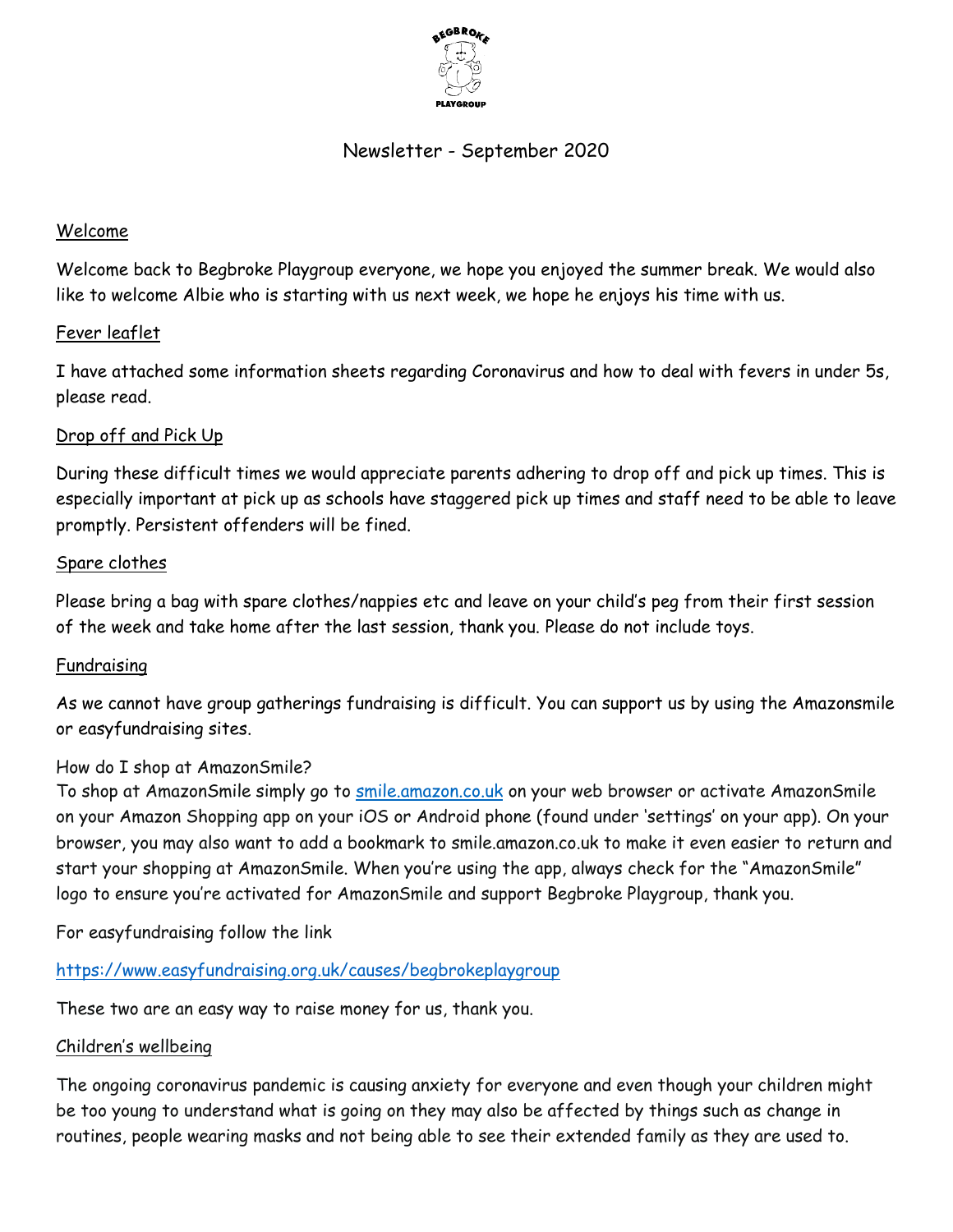# Newsletter - September 2020

## Welcome

Welcome back to Begbroke Playgroup everyone, we hope you enjoyed the summer break. We would also like to welcome Albie who is starting with us next week, we hope he enjoys his time with us.

## Fever leaflet

I have attached some information sheets regarding Coronavirus and how to deal with fevers in under 5s, please read.

## Drop off and Pick Up

During these difficult times we would appreciate parents adhering to drop off and pick up times. This is especially important at pick up as schools have staggered pick up times and staff need to be able to leave promptly. Persistent offenders will be fined.

## Spare clothes

Please bring a bag with spare clothes/nappies etc and leave on your child's peg from their first session of the week and take home after the last session, thank you. Please do not include toys.

## Fundraising

As we cannot have group gatherings fundraising is difficult. You can support us by using the Amazonsmile or easyfundraising sites.

How do I shop at AmazonSmile?
To shop at AmazonSmile simply go to [smile.amazon.co.uk](smile.amazon.co.uk) on your web browser or activate AmazonSmile on your Amazon Shopping app on your iOS or Android phone (found under 'settings' on your app). On your browser, you may also want to add a bookmark to smile.amazon.co.uk to make it even easier to return and start your shopping at AmazonSmile. When you're using the app, always check for the "AmazonSmile" logo to ensure you're activated for AmazonSmile and support Begbroke Playgroup, thank you.

For easyfundraising follow the link

https://www.easyfundraising.org.uk/causes/begbrokeplaygroup

These two are an easy way to raise money for us, thank you.

## Children's wellbeing

The ongoing coronavirus pandemic is causing anxiety for everyone and even though your children might be too young to understand what is going on they may also be affected by things such as change in routines, people wearing masks and not being able to see their extended family as they are used to.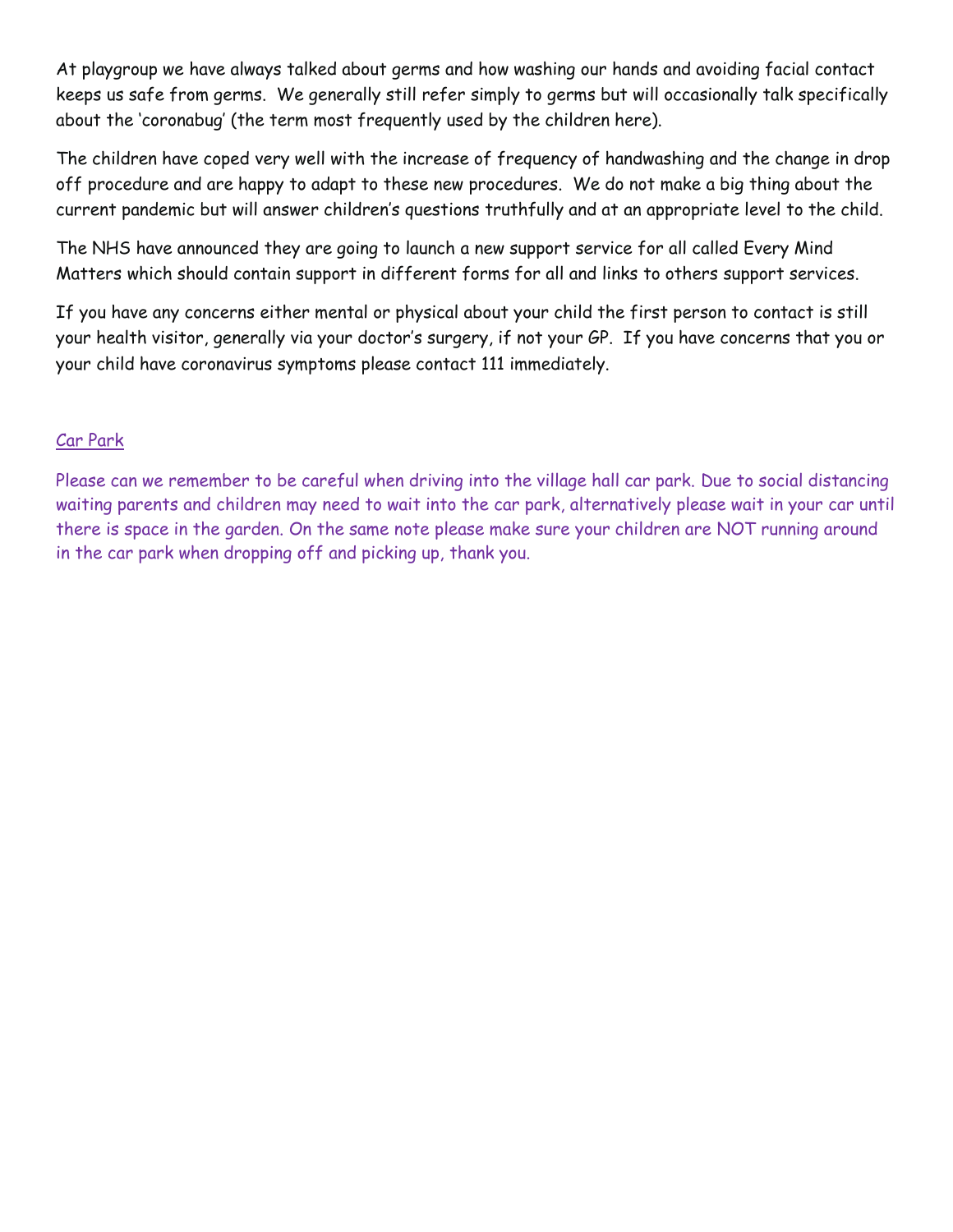At playgroup we have always talked about germs and how washing our hands and avoiding facial contact keeps us safe from germs. We generally still refer simply to germs but will occasionally talk specifically about the 'coronabug' (the term most frequently used by the children here).

The children have coped very well with the increase of frequency of handwashing and the change in drop off procedure and are happy to adapt to these new procedures. We do not make a big thing about the current pandemic but will answer children's questions truthfully and at an appropriate level to the child.

The NHS have announced they are going to launch a new support service for all called Every Mind Matters which should contain support in different forms for all and links to others support services.

If you have any concerns either mental or physical about your child the first person to contact is still your health visitor, generally via your doctor's surgery, if not your GP. If you have concerns that you or your child have coronavirus symptoms please contact 111 immediately.

## Car Park

Please can we remember to be careful when driving into the village hall car park. Due to social distancing waiting parents and children may need to wait into the car park, alternatively please wait in your car until there is space in the garden. On the same note please make sure your children are NOT running around in the car park when dropping off and picking up, thank you.